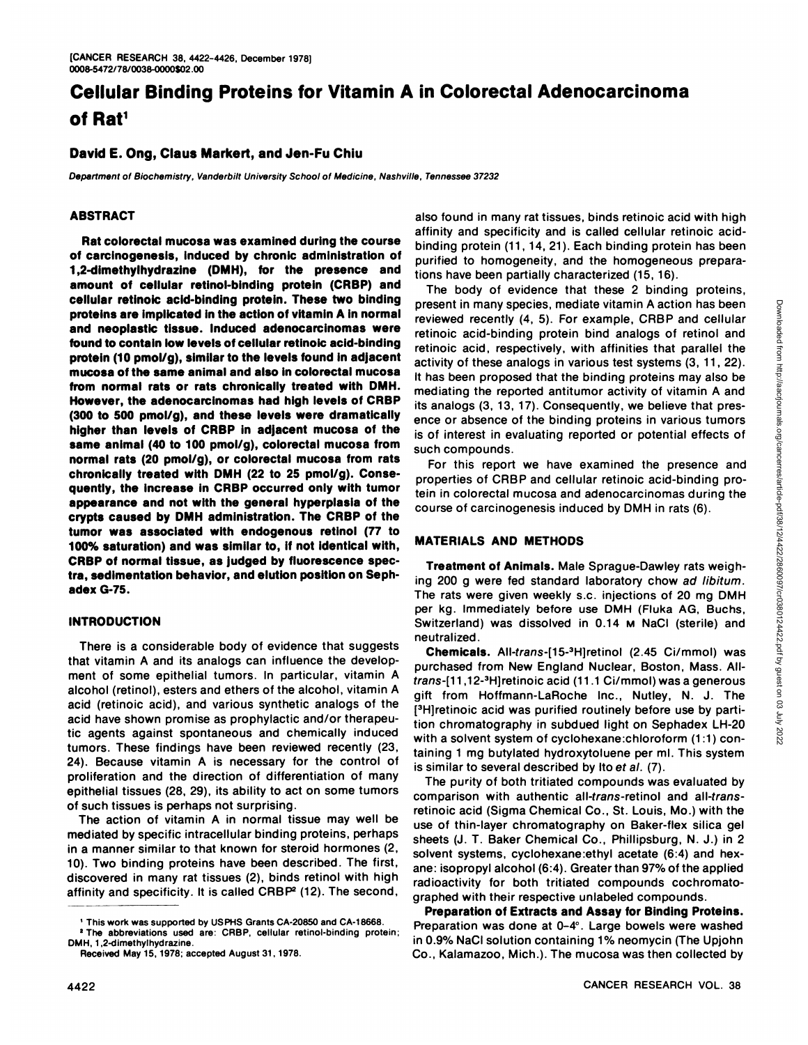# Cellular Binding Proteins for Vitamin A in Colorectal Adenocarcinoma of Rat[1]

**David E. Ong, Claus Markert, and Jen-Fu Chiu**

Department of Biochemistry, Vanderbilt University School of Medicine, Nashville, Tennessee 37232

## ABSTRACT

**Rat colorectal mucosa was examined during the course of carcinogenesis, induced by chronic administration of 1,2-dimethylhydrazine (DMH), for the presence and amount of cellular retinol-binding protein (CRBP) and cellular retinoic acid-binding protein. These two binding proteins are implicated in the action of vitamin A in normal and neoplastic tissue. Induced adenocarcinomas were found to contain low levels of cellular retinoic acid-binding protein (10 pmol/g), similar to the levels found in adjacent mucosa of the same animal and also in colorectal mucosa from normal rats or rats chronically treated with DMH. However, the adenocarcinomas had high levels of CRBP (300 to 500 pmol/g), and these levels were dramatically higher than levels of CRBP in adjacent mucosa of the same animal (40 to 100 pmol/g), colorectal mucosa from normal rats (20 pmol/g), or colorectal mucosa from rats chronically treated with DMH (22 to 25 pmol/g). Consequently, the increase in CRBP occurred only with tumor appearance and not with the general hyperplasia of the crypts caused by DMH administration. The CRBP of the tumor was associated with endogenous retinol (77 to 100% saturation) and was similar to, if not identical with, CRBP of normal tissue, as judged by fluorescence spectra, sedimentation behavior, and elution position on Sephadex G-75.**

## INTRODUCTION

There is a considerable body of evidence that suggests that vitamin A and its analogs can influence the development of some epithelial tumors. In particular, vitamin A alcohol (retinol), esters and ethers of the alcohol, vitamin A acid (retinoic acid), and various synthetic analogs of the acid have shown promise as prophylactic and/or therapeutic agents against spontaneous and chemically induced tumors. These findings have been reviewed recently (23, 24). Because vitamin A is necessary for the control of proliferation and the direction of differentiation of many epithelial tissues (28, 29), its ability to act on some tumors of such tissues is perhaps not surprising.

The action of vitamin A in normal tissue may well be mediated by specific intracellular binding proteins, perhaps in a manner similar to that known for steroid hormones (2, 10). Two binding proteins have been described. The first, discovered in many rat tissues (2), binds retinol with high affinity and specificity. It is called CRBP[2] (12). The second, also found in many rat tissues, binds retinoic acid with high affinity and specificity and is called cellular retinoic acid-binding protein (11, 14, 21). Each binding protein has been purified to homogeneity, and the homogeneous preparations have been partially characterized (15, 16).

The body of evidence that these 2 binding proteins, present in many species, mediate vitamin A action has been reviewed recently (4, 5). For example, CRBP and cellular retinoic acid-binding protein bind analogs of retinol and retinoic acid, respectively, with affinities that parallel the activity of these analogs in various test systems (3, 11, 22). It has been proposed that the binding proteins may also be mediating the reported antitumor activity of vitamin A and its analogs (3, 13, 17). Consequently, we believe that presence or absence of the binding proteins in various tumors is of interest in evaluating reported or potential effects of such compounds.

For this report we have examined the presence and properties of CRBP and cellular retinoic acid-binding protein in colorectal mucosa and adenocarcinomas during the course of carcinogenesis induced by DMH in rats (6).

## MATERIALS AND METHODS

**Treatment of Animals.** Male Sprague-Dawley rats weighing 200 g were fed standard laboratory chow *ad libitum*. The rats were given weekly s.c. injections of 20 mg DMH per kg. Immediately before use DMH (Fluka AG, Buchs, Switzerland) was dissolved in 0.14 M NaCl (sterile) and neutralized.

**Chemicals.** All-*trans*-[15-$^3$H]retinol (2.45 Ci/mmol) was purchased from New England Nuclear, Boston, Mass. All-*trans*-[11,12-$^3$H]retinoic acid (11.1 Ci/mmol) was a generous gift from Hoffmann-LaRoche Inc., Nutley, N. J. The [$^3$H]retinoic acid was purified routinely before use by partition chromatography in subdued light on Sephadex LH-20 with a solvent system of cyclohexane:chloroform (1:1) containing 1 mg butylated hydroxytoluene per ml. This system is similar to several described by Ito *et al.* (7).

The purity of both tritiated compounds was evaluated by comparison with authentic all-*trans*-retinol and all-*trans*-retinoic acid (Sigma Chemical Co., St. Louis, Mo.) with the use of thin-layer chromatography on Baker-flex silica gel sheets (J. T. Baker Chemical Co., Phillipsburg, N. J.) in 2 solvent systems, cyclohexane:ethyl acetate (6:4) and hexane: isopropyl alcohol (6:4). Greater than 97% of the applied radioactivity for both tritiated compounds cochromatographed with their respective unlabeled compounds.

**Preparation of Extracts and Assay for Binding Proteins.** Preparation was done at 0–4°. Large bowels were washed in 0.9% NaCl solution containing 1% neomycin (The Upjohn Co., Kalamazoo, Mich.). The mucosa was then collected by

---

[1] This work was supported by USPHS Grants CA-20850 and CA-18668.

[2] The abbreviations used are: CRBP, cellular retinol-binding protein; DMH, 1,2-dimethylhydrazine.

Received May 15, 1978; accepted August 31, 1978.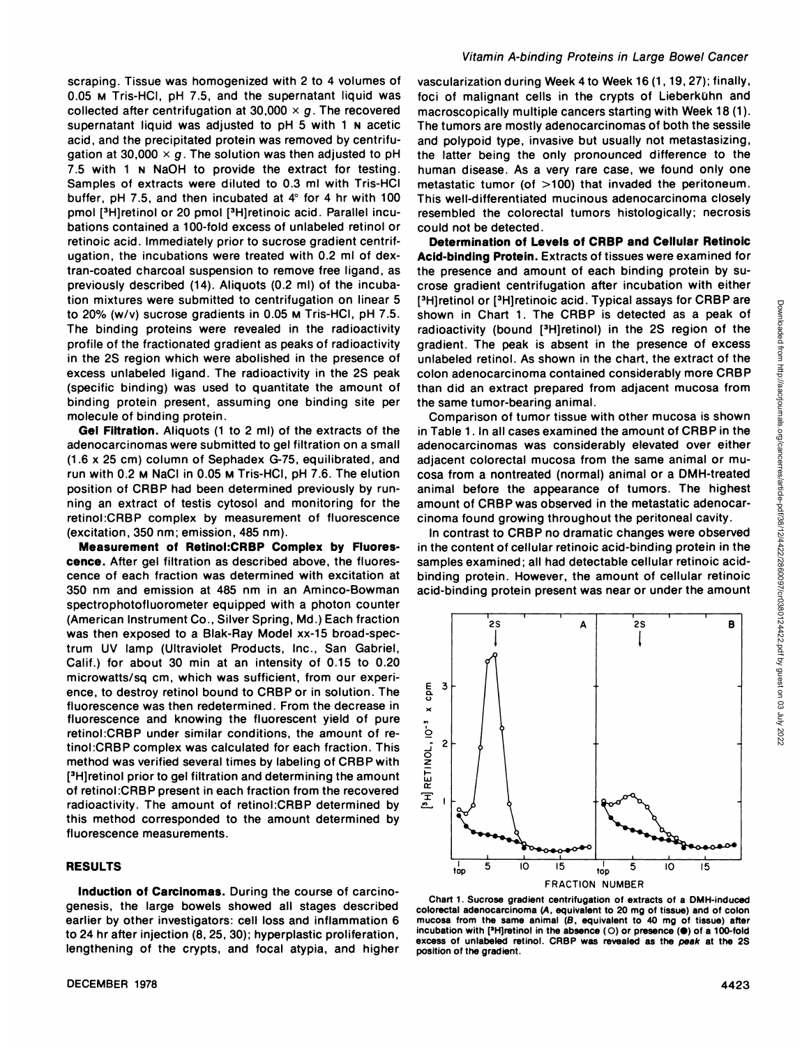scraping. Tissue was homogenized with 2 to 4 volumes of 0.05 M Tris-HCl, pH 7.5, and the supernatant liquid was collected after centrifugation at 30,000 × g. The recovered supernatant liquid was adjusted to pH 5 with 1 N acetic acid, and the precipitated protein was removed by centrifugation at 30,000 × g. The solution was then adjusted to pH 7.5 with 1 N NaOH to provide the extract for testing. Samples of extracts were diluted to 0.3 ml with Tris-HCl buffer, pH 7.5, and then incubated at 4° for 4 hr with 100 pmol [$^3$H]retinol or 20 pmol [$^3$H]retinoic acid. Parallel incubations contained a 100-fold excess of unlabeled retinol or retinoic acid. Immediately prior to sucrose gradient centrifugation, the incubations were treated with 0.2 ml of dextran-coated charcoal suspension to remove free ligand, as previously described (14). Aliquots (0.2 ml) of the incubation mixtures were submitted to centrifugation on linear 5 to 20% (w/v) sucrose gradients in 0.05 M Tris-HCl, pH 7.5. The binding proteins were revealed in the radioactivity profile of the fractionated gradient as peaks of radioactivity in the 2S region which were abolished in the presence of excess unlabeled ligand. The radioactivity in the 2S peak (specific binding) was used to quantitate the amount of binding protein present, assuming one binding site per molecule of binding protein.

**Gel Filtration.** Aliquots (1 to 2 ml) of the extracts of the adenocarcinomas were submitted to gel filtration on a small (1.6 x 25 cm) column of Sephadex G-75, equilibrated, and run with 0.2 M NaCl in 0.05 M Tris-HCl, pH 7.6. The elution position of CRBP had been determined previously by running an extract of testis cytosol and monitoring for the retinol:CRBP complex by measurement of fluorescence (excitation, 350 nm; emission, 485 nm).

**Measurement of Retinol:CRBP Complex by Fluorescence.** After gel filtration as described above, the fluorescence of each fraction was determined with excitation at 350 nm and emission at 485 nm in an Aminco-Bowman spectrophotofluorometer equipped with a photon counter (American Instrument Co., Silver Spring, Md.) Each fraction was then exposed to a Blak-Ray Model xx-15 broad-spectrum UV lamp (Ultraviolet Products, Inc., San Gabriel, Calif.) for about 30 min at an intensity of 0.15 to 0.20 microwatts/sq cm, which was sufficient, from our experience, to destroy retinol bound to CRBP or in solution. The fluorescence was then redetermined. From the decrease in fluorescence and knowing the fluorescent yield of pure retinol:CRBP under similar conditions, the amount of retinol:CRBP complex was calculated for each fraction. This method was verified several times by labeling of CRBP with [$^3$H]retinol prior to gel filtration and determining the amount of retinol:CRBP present in each fraction from the recovered radioactivity. The amount of retinol:CRBP determined by this method corresponded to the amount determined by fluorescence measurements.

## RESULTS

**Induction of Carcinomas.** During the course of carcinogenesis, the large bowels showed all stages described earlier by other investigators: cell loss and inflammation 6 to 24 hr after injection (8, 25, 30); hyperplastic proliferation, lengthening of the crypts, and focal atypia, and higher vascularization during Week 4 to Week 16 (1, 19, 27); finally, foci of malignant cells in the crypts of Lieberkühn and macroscopically multiple cancers starting with Week 18 (1). The tumors are mostly adenocarcinomas of both the sessile and polypoid type, invasive but usually not metastasizing, the latter being the only pronounced difference to the human disease. As a very rare case, we found only one metastatic tumor (of >100) that invaded the peritoneum. This well-differentiated mucinous adenocarcinoma closely resembled the colorectal tumors histologically; necrosis could not be detected.

**Determination of Levels of CRBP and Cellular Retinoic Acid-binding Protein.** Extracts of tissues were examined for the presence and amount of each binding protein by sucrose gradient centrifugation after incubation with either [$^3$H]retinol or [$^3$H]retinoic acid. Typical assays for CRBP are shown in Chart 1. The CRBP is detected as a peak of radioactivity (bound [$^3$H]retinol) in the 2S region of the gradient. The peak is absent in the presence of excess unlabeled retinol. As shown in the chart, the extract of the colon adenocarcinoma contained considerably more CRBP than did an extract prepared from adjacent mucosa from the same tumor-bearing animal.

Comparison of tumor tissue with other mucosa is shown in Table 1. In all cases examined the amount of CRBP in the adenocarcinomas was considerably elevated over either adjacent colorectal mucosa from the same animal or mucosa from a nontreated (normal) animal or a DMH-treated animal before the appearance of tumors. The highest amount of CRBP was observed in the metastatic adenocarcinoma found growing throughout the peritoneal cavity.

In contrast to CRBP no dramatic changes were observed in the content of cellular retinoic acid-binding protein in the samples examined; all had detectable cellular retinoic acid-binding protein. However, the amount of cellular retinoic acid-binding protein present was near or under the amount

Chart 1. Sucrose gradient centrifugation of extracts of a DMH-induced colorectal adenocarcinoma (*A*, equivalent to 20 mg of tissue) and of colon mucosa from the same animal (*B*, equivalent to 40 mg of tissue) after incubation with [$^3$H]retinol in the absence (○) or presence (●) of a 100-fold excess of unlabeled retinol. CRBP was revealed as the *peak* at the 2S position of the gradient.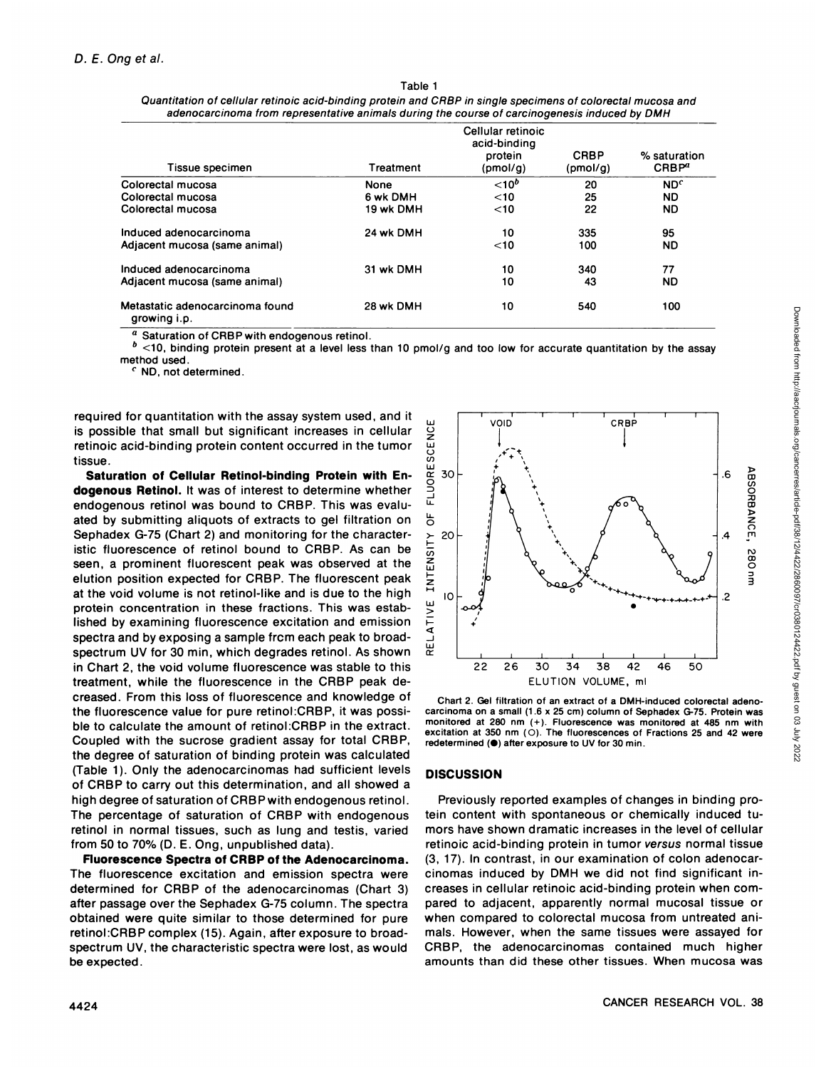Table 1

*Quantitation of cellular retinoic acid-binding protein and CRBP in single specimens of colorectal mucosa and adenocarcinoma from representative animals during the course of carcinogenesis induced by DMH*

| Tissue specimen | Treatment | Cellular retinoic acid-binding protein (pmol/g) | CRBP (pmol/g) | % saturation CRBP[a] |
|---|---|---|---|---|
| Colorectal mucosa | None | <10[b] | 20 | ND[c] |
| Colorectal mucosa | 6 wk DMH | <10 | 25 | ND |
| Colorectal mucosa | 19 wk DMH | <10 | 22 | ND |
| Induced adenocarcinoma | 24 wk DMH | 10 | 335 | 95 |
| Adjacent mucosa (same animal) | | <10 | 100 | ND |
| Induced adenocarcinoma | 31 wk DMH | 10 | 340 | 77 |
| Adjacent mucosa (same animal) | | 10 | 43 | ND |
| Metastatic adenocarcinoma found growing i.p. | 28 wk DMH | 10 | 540 | 100 |

[a] Saturation of CRBP with endogenous retinol.

[b] <10, binding protein present at a level less than 10 pmol/g and too low for accurate quantitation by the assay method used.

[c] ND, not determined.

required for quantitation with the assay system used, and it is possible that small but significant increases in cellular retinoic acid-binding protein content occurred in the tumor tissue.

**Saturation of Cellular Retinol-binding Protein with Endogenous Retinol.** It was of interest to determine whether endogenous retinol was bound to CRBP. This was evaluated by submitting aliquots of extracts to gel filtration on Sephadex G-75 (Chart 2) and monitoring for the characteristic fluorescence of retinol bound to CRBP. As can be seen, a prominent fluorescent peak was observed at the elution position expected for CRBP. The fluorescent peak at the void volume is not retinol-like and is due to the high protein concentration in these fractions. This was established by examining fluorescence excitation and emission spectra and by exposing a sample from each peak to broad-spectrum UV for 30 min, which degrades retinol. As shown in Chart 2, the void volume fluorescence was stable to this treatment, while the fluorescence in the CRBP peak decreased. From this loss of fluorescence and knowledge of the fluorescence value for pure retinol:CRBP, it was possible to calculate the amount of retinol:CRBP in the extract. Coupled with the sucrose gradient assay for total CRBP, the degree of saturation of binding protein was calculated (Table 1). Only the adenocarcinomas had sufficient levels of CRBP to carry out this determination, and all showed a high degree of saturation of CRBP with endogenous retinol. The percentage of saturation of CRBP with endogenous retinol in normal tissues, such as lung and testis, varied from 50 to 70% (D. E. Ong, unpublished data).

**Fluorescence Spectra of CRBP of the Adenocarcinoma.** The fluorescence excitation and emission spectra were determined for CRBP of the adenocarcinomas (Chart 3) after passage over the Sephadex G-75 column. The spectra obtained were quite similar to those determined for pure retinol:CRBP complex (15). Again, after exposure to broad-spectrum UV, the characteristic spectra were lost, as would be expected.

Chart 2. Gel filtration of an extract of a DMH-induced colorectal adenocarcinoma on a small (1.6 x 25 cm) column of Sephadex G-75. Protein was monitored at 280 nm (+). Fluorescence was monitored at 485 nm with excitation at 350 nm (○). The fluorescences of Fractions 25 and 42 were redetermined (●) after exposure to UV for 30 min.

## DISCUSSION

Previously reported examples of changes in binding protein content with spontaneous or chemically induced tumors have shown dramatic increases in the level of cellular retinoic acid-binding protein in tumor *versus* normal tissue (3, 17). In contrast, in our examination of colon adenocarcinomas induced by DMH we did not find significant increases in cellular retinoic acid-binding protein when compared to adjacent, apparently normal mucosal tissue or when compared to colorectal mucosa from untreated animals. However, when the same tissues were assayed for CRBP, the adenocarcinomas contained much higher amounts than did these other tissues. When mucosa was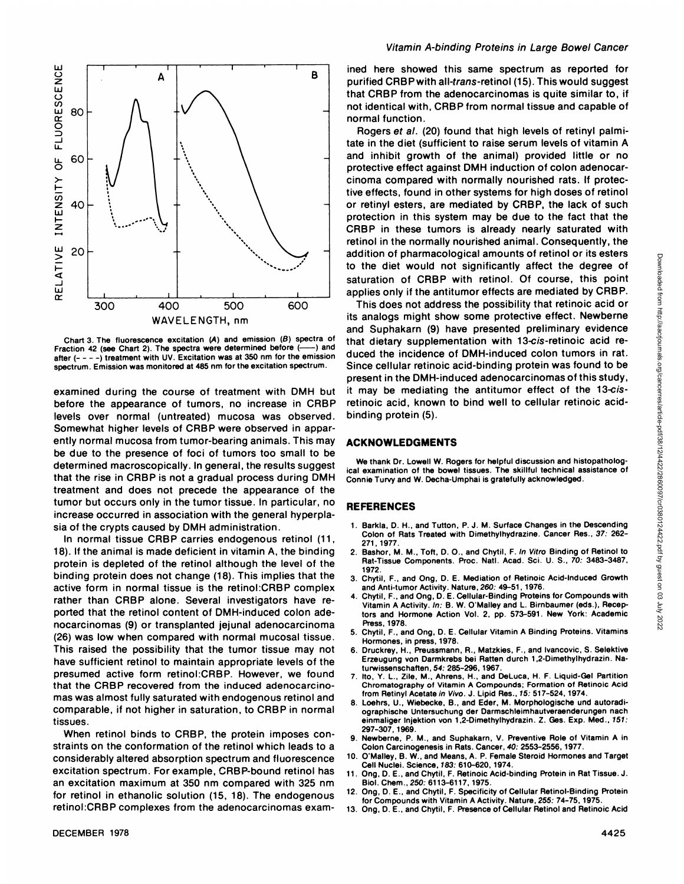Chart 3. The fluorescence excitation (*A*) and emission (*B*) spectra of Fraction 42 (see Chart 2). The spectra were determined before (——) and after (- - - -) treatment with UV. Excitation was at 350 nm for the emission spectrum. Emission was monitored at 485 nm for the excitation spectrum.

examined during the course of treatment with DMH but before the appearance of tumors, no increase in CRBP levels over normal (untreated) mucosa was observed. Somewhat higher levels of CRBP were observed in apparently normal mucosa from tumor-bearing animals. This may be due to the presence of foci of tumors too small to be determined macroscopically. In general, the results suggest that the rise in CRBP is not a gradual process during DMH treatment and does not precede the appearance of the tumor but occurs only in the tumor tissue. In particular, no increase occurred in association with the general hyperplasia of the crypts caused by DMH administration.

In normal tissue CRBP carries endogenous retinol (11, 18). If the animal is made deficient in vitamin A, the binding protein is depleted of the retinol although the level of the binding protein does not change (18). This implies that the active form in normal tissue is the retinol:CRBP complex rather than CRBP alone. Several investigators have reported that the retinol content of DMH-induced colon adenocarcinomas (9) or transplanted jejunal adenocarcinoma (26) was low when compared with normal mucosal tissue. This raised the possibility that the tumor tissue may not have sufficient retinol to maintain appropriate levels of the presumed active form retinol:CRBP. However, we found that the CRBP recovered from the induced adenocarcinomas was almost fully saturated with endogenous retinol and comparable, if not higher in saturation, to CRBP in normal tissues.

When retinol binds to CRBP, the protein imposes constraints on the conformation of the retinol which leads to a considerably altered absorption spectrum and fluorescence excitation spectrum. For example, CRBP-bound retinol has an excitation maximum at 350 nm compared with 325 nm for retinol in ethanolic solution (15, 18). The endogenous retinol:CRBP complexes from the adenocarcinomas examined here showed this same spectrum as reported for purified CRBP with all-*trans*-retinol (15). This would suggest that CRBP from the adenocarcinomas is quite similar to, if not identical with, CRBP from normal tissue and capable of normal function.

Rogers *et al.* (20) found that high levels of retinyl palmitate in the diet (sufficient to raise serum levels of vitamin A and inhibit growth of the animal) provided little or no protective effect against DMH induction of colon adenocarcinoma compared with normally nourished rats. If protective effects, found in other systems for high doses of retinol or retinyl esters, are mediated by CRBP, the lack of such protection in this system may be due to the fact that the CRBP in these tumors is already nearly saturated with retinol in the normally nourished animal. Consequently, the addition of pharmacological amounts of retinol or its esters to the diet would not significantly affect the degree of saturation of CRBP with retinol. Of course, this point applies only if the antitumor effects are mediated by CRBP.

This does not address the possibility that retinoic acid or its analogs might show some protective effect. Newberne and Suphakarn (9) have presented preliminary evidence that dietary supplementation with 13-*cis*-retinoic acid reduced the incidence of DMH-induced colon tumors in rat. Since cellular retinoic acid-binding protein was found to be present in the DMH-induced adenocarcinomas of this study, it may be mediating the antitumor effect of the 13-*cis*-retinoic acid, known to bind well to cellular retinoic acid-binding protein (5).

## ACKNOWLEDGMENTS

We thank Dr. Lowell W. Rogers for helpful discussion and histopathological examination of the bowel tissues. The skillful technical assistance of Connie Turvy and W. Decha-Umphai is gratefully acknowledged.

## REFERENCES

1. Barkla, D. H., and Tutton, P. J. M. Surface Changes in the Descending Colon of Rats Treated with Dimethylhydrazine. Cancer Res., *37:* 262–271, 1977.
2. Bashor, M. M., Toft, D. O., and Chytil, F. *In Vitro* Binding of Retinol to Rat-Tissue Components. Proc. Natl. Acad. Sci. U. S., *70:* 3483–3487, 1972.
3. Chytil, F., and Ong, D. E. Mediation of Retinoic Acid-Induced Growth and Anti-tumor Activity. Nature, *260:* 49–51, 1976.
4. Chytil, F., and Ong, D. E. Cellular-Binding Proteins for Compounds with Vitamin A Activity. *In:* B. W. O'Malley and L. Birnbaumer (eds.), Receptors and Hormone Action Vol. 2, pp. 573–591. New York: Academic Press, 1978.
5. Chytil, F., and Ong, D. E. Cellular Vitamin A Binding Proteins. Vitamins Hormones, in press, 1978.
6. Druckrey, H., Preussmann, R., Matzkies, F., and Ivancovic, S. Selektive Erzeugung von Darmkrebs bei Ratten durch 1,2-Dimethylhydrazin. Naturwissenschaften, *54:* 285–296, 1967.
7. Ito, Y. L., Zile, M., Ahrens, H., and DeLuca, H. F. Liquid-Gel Partition Chromatography of Vitamin A Compounds; Formation of Retinoic Acid from Retinyl Acetate *in Vivo*. J. Lipid Res., *15:* 517–524, 1974.
8. Loehrs, U., Wiebecke, B., and Eder, M. Morphologische und autoradiographische Untersuchung der Darmschleimhautveraenderungen nach einmaliger Injektion von 1,2-Dimethylhydrazin. Z. Ges. Exp. Med., *151:* 297–307, 1969.
9. Newberne, P. M., and Suphakarn, V. Preventive Role of Vitamin A in Colon Carcinogenesis in Rats. Cancer, *40:* 2553–2556, 1977.
10. O'Malley, B. W., and Means, A. P. Female Steroid Hormones and Target Cell Nuclei. Science, *183:* 610–620, 1974.
11. Ong, D. E., and Chytil, F. Retinoic Acid-binding Protein in Rat Tissue. J. Biol. Chem., *250:* 6113–6117, 1975.
12. Ong, D. E., and Chytil, F. Specificity of Cellular Retinol-Binding Protein for Compounds with Vitamin A Activity. Nature, *255:* 74–75, 1975.
13. Ong, D. E., and Chytil, F. Presence of Cellular Retinol and Retinoic Acid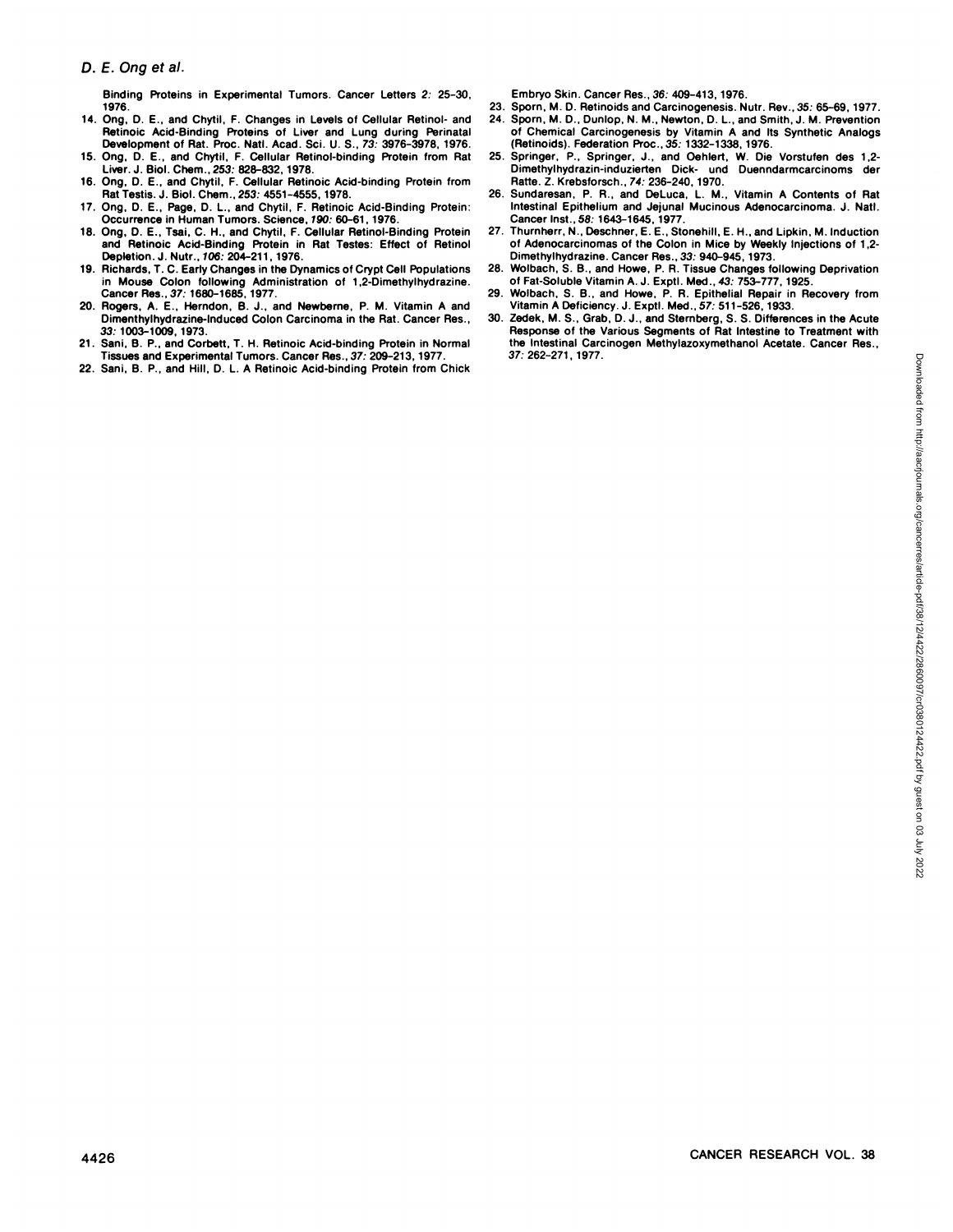Binding Proteins in Experimental Tumors. Cancer Letters 2: 25-30, 1976.

14. Ong, D. E., and Chytil, F. Changes in Levels of Cellular Retinol- and Retinoic Acid-Binding Proteins of Liver and Lung during Perinatal Development of Rat. Proc. Natl. Acad. Sci. U. S., *73:* 3976-3978, 1976.
15. Ong, D. E., and Chytil, F. Cellular Retinol-binding Protein from Rat Liver. J. Biol. Chem., *253:* 828-832, 1978.
16. Ong, D. E., and Chytil, F. Cellular Retinoic Acid-binding Protein from Rat Testis. J. Biol. Chem., *253:* 4551-4555, 1978.
17. Ong, D. E., Page, D. L., and Chytil, F. Retinoic Acid-Binding Protein: Occurrence in Human Tumors. Science, *190:* 60-61, 1976.
18. Ong, D. E., Tsai, C. H., and Chytil, F. Cellular Retinol-Binding Protein and Retinoic Acid-Binding Protein in Rat Testes: Effect of Retinol Depletion. J. Nutr., *106:* 204-211, 1976.
19. Richards, T. C. Early Changes in the Dynamics of Crypt Cell Populations in Mouse Colon following Administration of 1,2-Dimethylhydrazine. Cancer Res., *37:* 1680-1685, 1977.
20. Rogers, A. E., Herndon, B. J., and Newberne, P. M. Vitamin A and Dimenthylhydrazine-Induced Colon Carcinoma in the Rat. Cancer Res., *33:* 1003-1009, 1973.
21. Sani, B. P., and Corbett, T. H. Retinoic Acid-binding Protein in Normal Tissues and Experimental Tumors. Cancer Res., *37:* 209-213, 1977.
22. Sani, B. P., and Hill, D. L. A Retinoic Acid-binding Protein from Chick Embryo Skin. Cancer Res., *36:* 409-413, 1976.
23. Sporn, M. D. Retinoids and Carcinogenesis. Nutr. Rev., *35:* 65-69, 1977.
24. Sporn, M. D., Dunlop, N. M., Newton, D. L., and Smith, J. M. Prevention of Chemical Carcinogenesis by Vitamin A and Its Synthetic Analogs (Retinoids). Federation Proc., *35:* 1332-1338, 1976.
25. Springer, P., Springer, J., and Oehlert, W. Die Vorstufen des 1,2-Dimethylhydrazin-induzierten Dick- und Duenndarmcarcinoms der Ratte. Z. Krebsforsch., *74:* 236-240, 1970.
26. Sundaresan, P. R., and DeLuca, L. M., Vitamin A Contents of Rat Intestinal Epithelium and Jejunal Mucinous Adenocarcinoma. J. Natl. Cancer Inst., *58:* 1643-1645, 1977.
27. Thurnherr, N., Deschner, E. E., Stonehill, E. H., and Lipkin, M. Induction of Adenocarcinomas of the Colon in Mice by Weekly Injections of 1,2-Dimethylhydrazine. Cancer Res., *33:* 940-945, 1973.
28. Wolbach, S. B., and Howe, P. R. Tissue Changes following Deprivation of Fat-Soluble Vitamin A. J. Exptl. Med., *43:* 753-777, 1925.
29. Wolbach, S. B., and Howe, P. R. Epithelial Repair in Recovery from Vitamin A Deficiency. J. Exptl. Med., *57:* 511-526, 1933.
30. Zedek, M. S., Grab, D. J., and Sternberg, S. S. Differences in the Acute Response of the Various Segments of Rat Intestine to Treatment with the Intestinal Carcinogen Methylazoxymethanol Acetate. Cancer Res., *37:* 262-271, 1977.